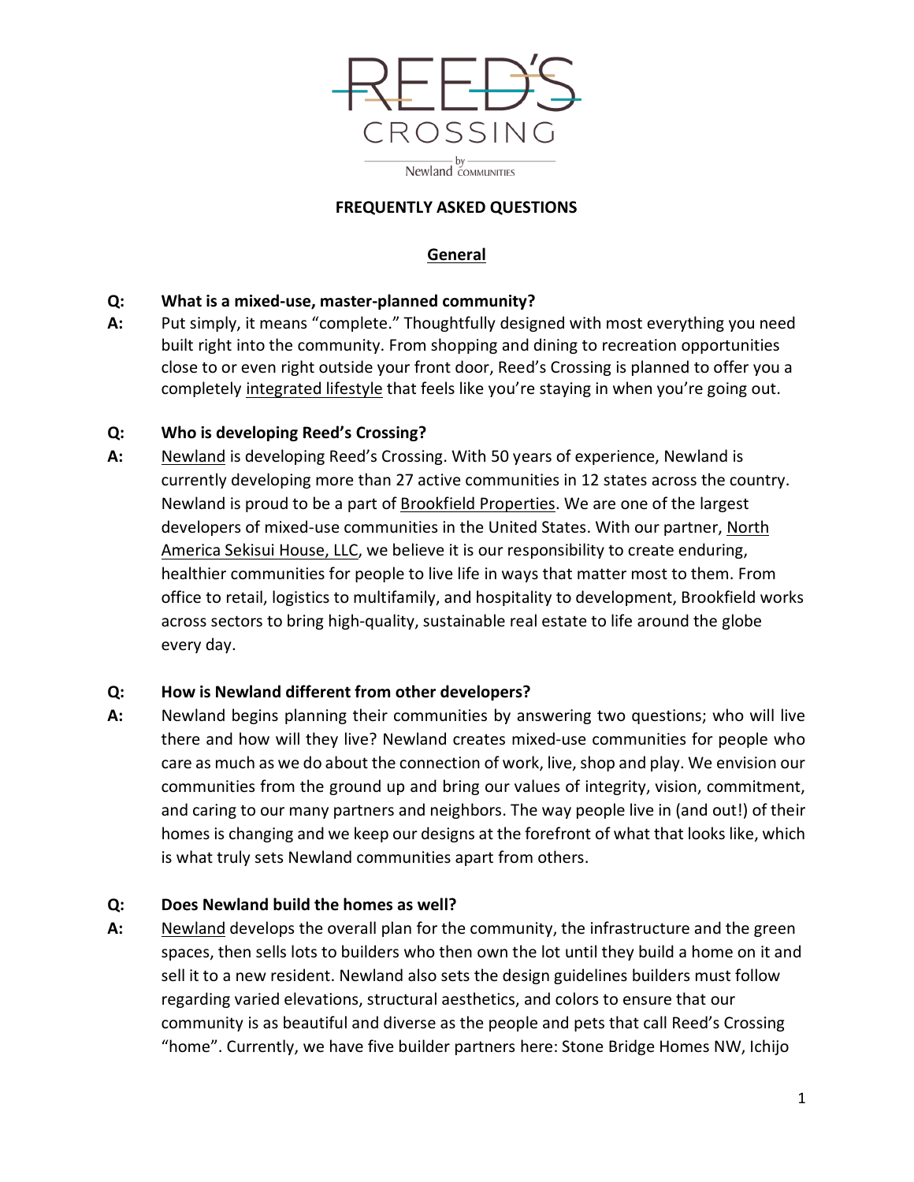# REED'S CROSSING

by Newland COMMUNITIES

## FREQUENTLY ASKED QUESTIONS

### General

**Q: What is a mixed-use, master-planned community?**

**A:** Put simply, it means "complete." Thoughtfully designed with most everything you need built right into the community. From shopping and dining to recreation opportunities close to or even right outside your front door, Reed's Crossing is planned to offer you a completely integrated lifestyle that feels like you're staying in when you're going out.

**Q: Who is developing Reed's Crossing?**

**A:** Newland is developing Reed's Crossing. With 50 years of experience, Newland is currently developing more than 27 active communities in 12 states across the country. Newland is proud to be a part of Brookfield Properties. We are one of the largest developers of mixed-use communities in the United States. With our partner, North America Sekisui House, LLC, we believe it is our responsibility to create enduring, healthier communities for people to live life in ways that matter most to them. From office to retail, logistics to multifamily, and hospitality to development, Brookfield works across sectors to bring high-quality, sustainable real estate to life around the globe every day.

**Q: How is Newland different from other developers?**

**A:** Newland begins planning their communities by answering two questions; who will live there and how will they live? Newland creates mixed-use communities for people who care as much as we do about the connection of work, live, shop and play. We envision our communities from the ground up and bring our values of integrity, vision, commitment, and caring to our many partners and neighbors. The way people live in (and out!) of their homes is changing and we keep our designs at the forefront of what that looks like, which is what truly sets Newland communities apart from others.

**Q: Does Newland build the homes as well?**

**A:** Newland develops the overall plan for the community, the infrastructure and the green spaces, then sells lots to builders who then own the lot until they build a home on it and sell it to a new resident. Newland also sets the design guidelines builders must follow regarding varied elevations, structural aesthetics, and colors to ensure that our community is as beautiful and diverse as the people and pets that call Reed's Crossing "home". Currently, we have five builder partners here: Stone Bridge Homes NW, Ichijo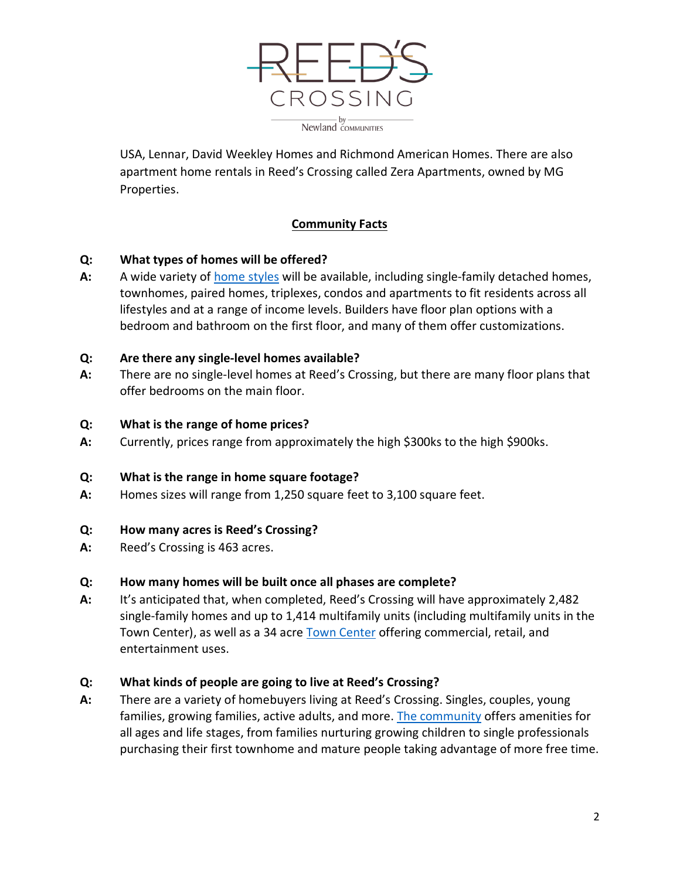USA, Lennar, David Weekley Homes and Richmond American Homes. There are also apartment home rentals in Reed's Crossing called Zera Apartments, owned by MG Properties.

## Community Facts

**Q: What types of homes will be offered?**

**A:** A wide variety of home styles will be available, including single-family detached homes, townhomes, paired homes, triplexes, condos and apartments to fit residents across all lifestyles and at a range of income levels. Builders have floor plan options with a bedroom and bathroom on the first floor, and many of them offer customizations.

**Q: Are there any single-level homes available?**

**A:** There are no single-level homes at Reed's Crossing, but there are many floor plans that offer bedrooms on the main floor.

**Q: What is the range of home prices?**

**A:** Currently, prices range from approximately the high $300ks to the high $900ks.

**Q: What is the range in home square footage?**

**A:** Homes sizes will range from 1,250 square feet to 3,100 square feet.

**Q: How many acres is Reed's Crossing?**

**A:** Reed's Crossing is 463 acres.

**Q: How many homes will be built once all phases are complete?**

**A:** It's anticipated that, when completed, Reed's Crossing will have approximately 2,482 single-family homes and up to 1,414 multifamily units (including multifamily units in the Town Center), as well as a 34 acre Town Center offering commercial, retail, and entertainment uses.

**Q: What kinds of people are going to live at Reed's Crossing?**

**A:** There are a variety of homebuyers living at Reed's Crossing. Singles, couples, young families, growing families, active adults, and more. The community offers amenities for all ages and life stages, from families nurturing growing children to single professionals purchasing their first townhome and mature people taking advantage of more free time.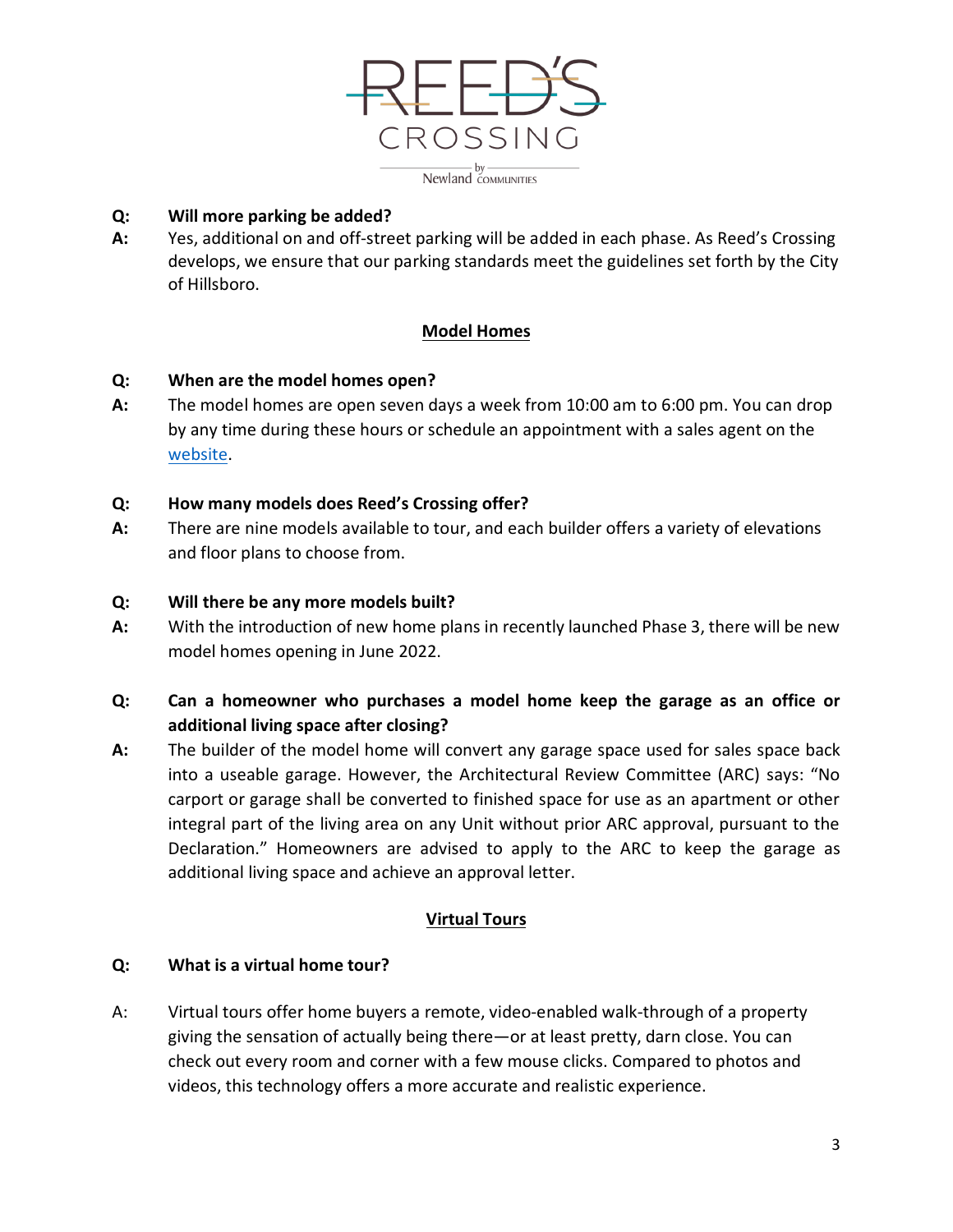REED'S CROSSING

by Newland COMMUNITIES

**Q: Will more parking be added?**

**A:** Yes, additional on and off-street parking will be added in each phase. As Reed's Crossing develops, we ensure that our parking standards meet the guidelines set forth by the City of Hillsboro.

## Model Homes

**Q: When are the model homes open?**

**A:** The model homes are open seven days a week from 10:00 am to 6:00 pm. You can drop by any time during these hours or schedule an appointment with a sales agent on the website.

**Q: How many models does Reed's Crossing offer?**

**A:** There are nine models available to tour, and each builder offers a variety of elevations and floor plans to choose from.

**Q: Will there be any more models built?**

**A:** With the introduction of new home plans in recently launched Phase 3, there will be new model homes opening in June 2022.

**Q: Can a homeowner who purchases a model home keep the garage as an office or additional living space after closing?**

**A:** The builder of the model home will convert any garage space used for sales space back into a useable garage. However, the Architectural Review Committee (ARC) says: "No carport or garage shall be converted to finished space for use as an apartment or other integral part of the living area on any Unit without prior ARC approval, pursuant to the Declaration." Homeowners are advised to apply to the ARC to keep the garage as additional living space and achieve an approval letter.

## Virtual Tours

**Q: What is a virtual home tour?**

A: Virtual tours offer home buyers a remote, video-enabled walk-through of a property giving the sensation of actually being there—or at least pretty, darn close. You can check out every room and corner with a few mouse clicks. Compared to photos and videos, this technology offers a more accurate and realistic experience.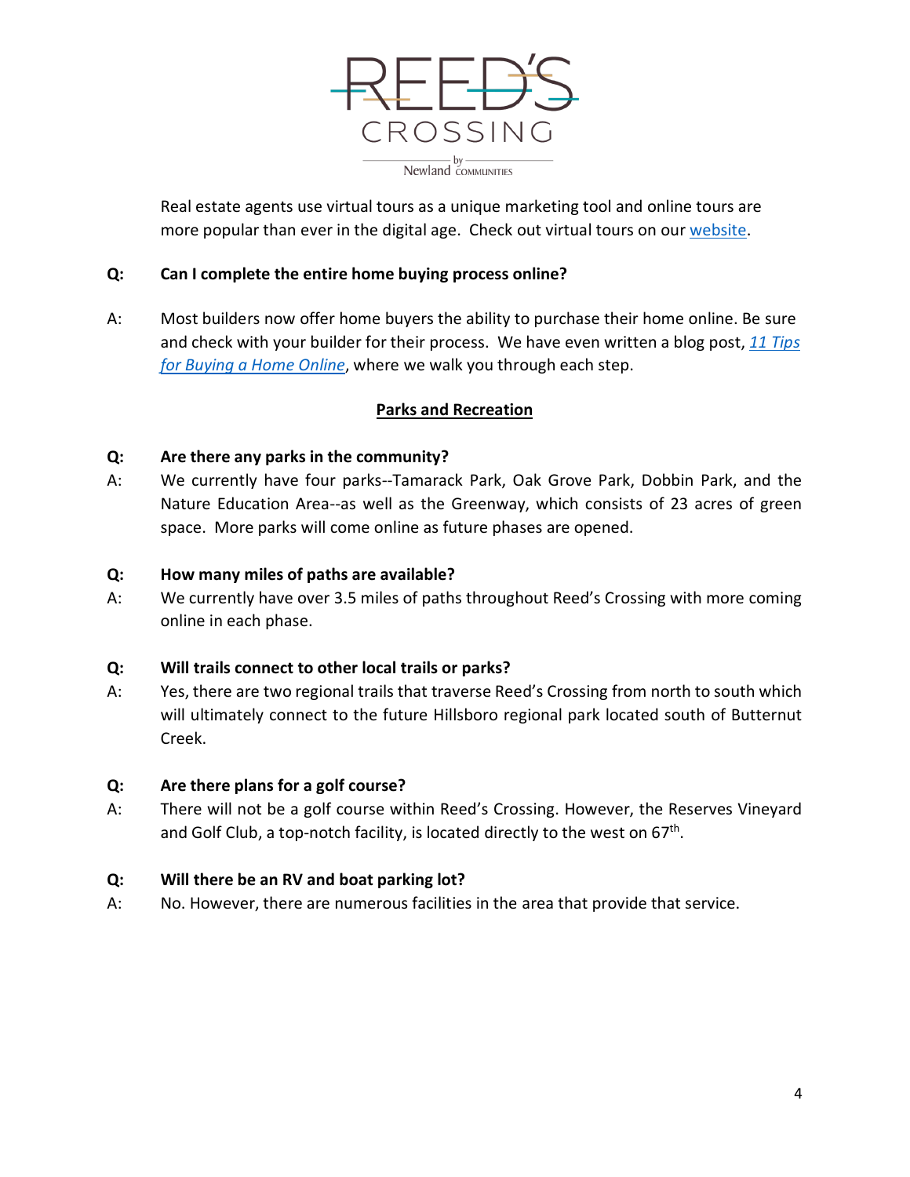Real estate agents use virtual tours as a unique marketing tool and online tours are more popular than ever in the digital age. Check out virtual tours on our website.

**Q: Can I complete the entire home buying process online?**

A: Most builders now offer home buyers the ability to purchase their home online. Be sure and check with your builder for their process. We have even written a blog post, *11 Tips for Buying a Home Online*, where we walk you through each step.

## Parks and Recreation

**Q: Are there any parks in the community?**

A: We currently have four parks--Tamarack Park, Oak Grove Park, Dobbin Park, and the Nature Education Area--as well as the Greenway, which consists of 23 acres of green space. More parks will come online as future phases are opened.

**Q: How many miles of paths are available?**

A: We currently have over 3.5 miles of paths throughout Reed's Crossing with more coming online in each phase.

**Q: Will trails connect to other local trails or parks?**

A: Yes, there are two regional trails that traverse Reed's Crossing from north to south which will ultimately connect to the future Hillsboro regional park located south of Butternut Creek.

**Q: Are there plans for a golf course?**

A: There will not be a golf course within Reed's Crossing. However, the Reserves Vineyard and Golf Club, a top-notch facility, is located directly to the west on 67th.

**Q: Will there be an RV and boat parking lot?**

A: No. However, there are numerous facilities in the area that provide that service.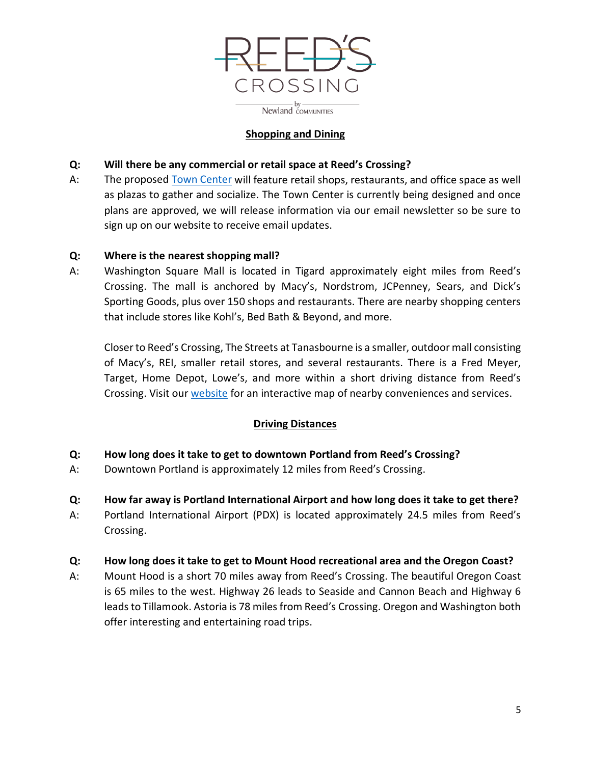REED'S CROSSING

by Newland COMMUNITIES

## Shopping and Dining

**Q: Will there be any commercial or retail space at Reed's Crossing?**

A: The proposed Town Center will feature retail shops, restaurants, and office space as well as plazas to gather and socialize. The Town Center is currently being designed and once plans are approved, we will release information via our email newsletter so be sure to sign up on our website to receive email updates.

**Q: Where is the nearest shopping mall?**

A: Washington Square Mall is located in Tigard approximately eight miles from Reed's Crossing. The mall is anchored by Macy's, Nordstrom, JCPenney, Sears, and Dick's Sporting Goods, plus over 150 shops and restaurants. There are nearby shopping centers that include stores like Kohl's, Bed Bath & Beyond, and more.

Closer to Reed's Crossing, The Streets at Tanasbourne is a smaller, outdoor mall consisting of Macy's, REI, smaller retail stores, and several restaurants. There is a Fred Meyer, Target, Home Depot, Lowe's, and more within a short driving distance from Reed's Crossing. Visit our website for an interactive map of nearby conveniences and services.

## Driving Distances

**Q: How long does it take to get to downtown Portland from Reed's Crossing?**

A: Downtown Portland is approximately 12 miles from Reed's Crossing.

**Q: How far away is Portland International Airport and how long does it take to get there?**

A: Portland International Airport (PDX) is located approximately 24.5 miles from Reed's Crossing.

**Q: How long does it take to get to Mount Hood recreational area and the Oregon Coast?**

A: Mount Hood is a short 70 miles away from Reed's Crossing. The beautiful Oregon Coast is 65 miles to the west. Highway 26 leads to Seaside and Cannon Beach and Highway 6 leads to Tillamook. Astoria is 78 miles from Reed's Crossing. Oregon and Washington both offer interesting and entertaining road trips.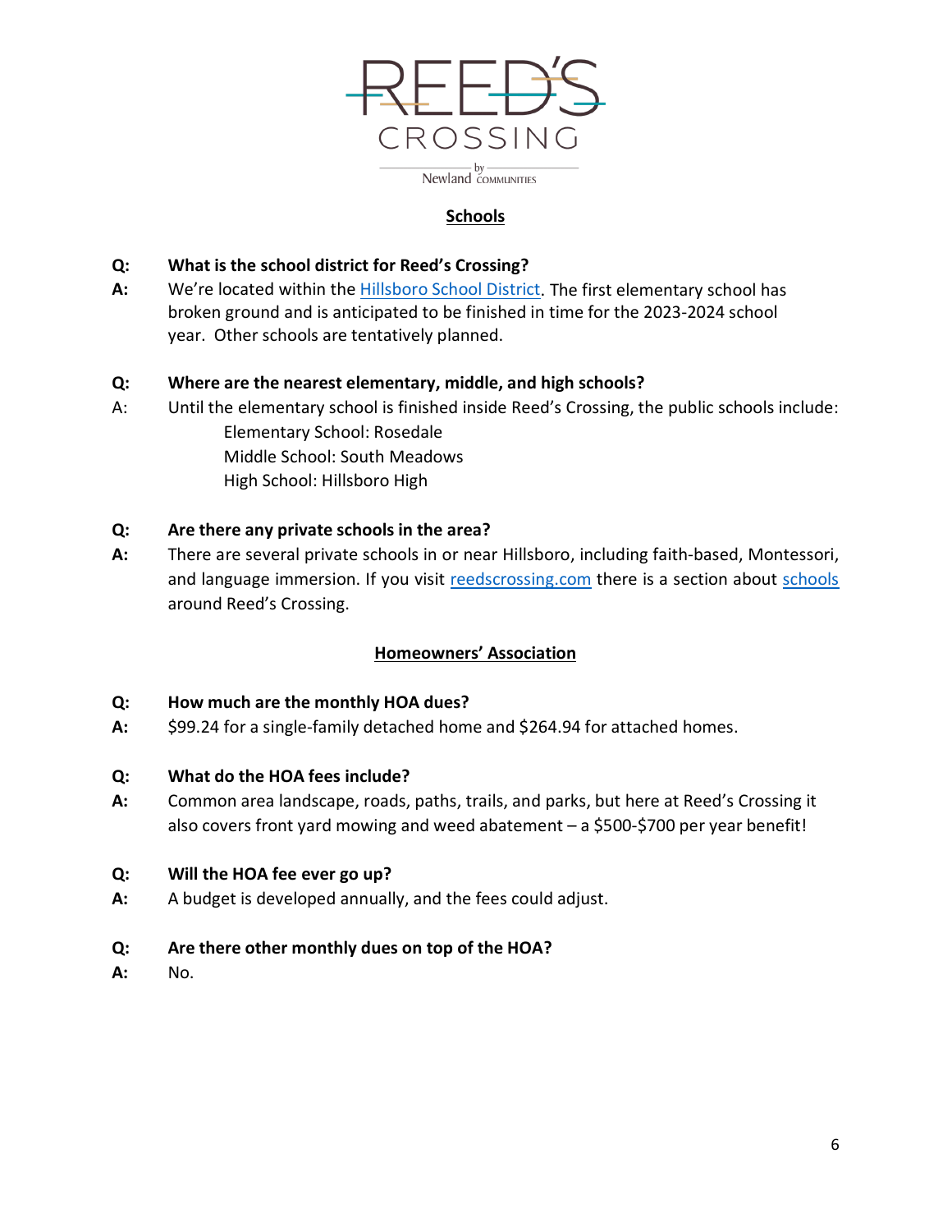## Schools

**Q: What is the school district for Reed's Crossing?**

**A:** We're located within the Hillsboro School District. The first elementary school has broken ground and is anticipated to be finished in time for the 2023-2024 school year. Other schools are tentatively planned.

**Q: Where are the nearest elementary, middle, and high schools?**

A: Until the elementary school is finished inside Reed's Crossing, the public schools include:

Elementary School: Rosedale
Middle School: South Meadows
High School: Hillsboro High

**Q: Are there any private schools in the area?**

**A:** There are several private schools in or near Hillsboro, including faith-based, Montessori, and language immersion. If you visit reedscrossing.com there is a section about schools around Reed's Crossing.

## Homeowners' Association

**Q: How much are the monthly HOA dues?**

**A:** $99.24 for a single-family detached home and $264.94 for attached homes.

**Q: What do the HOA fees include?**

**A:** Common area landscape, roads, paths, trails, and parks, but here at Reed's Crossing it also covers front yard mowing and weed abatement – a $500-$700 per year benefit!

**Q: Will the HOA fee ever go up?**

**A:** A budget is developed annually, and the fees could adjust.

**Q: Are there other monthly dues on top of the HOA?**

**A:** No.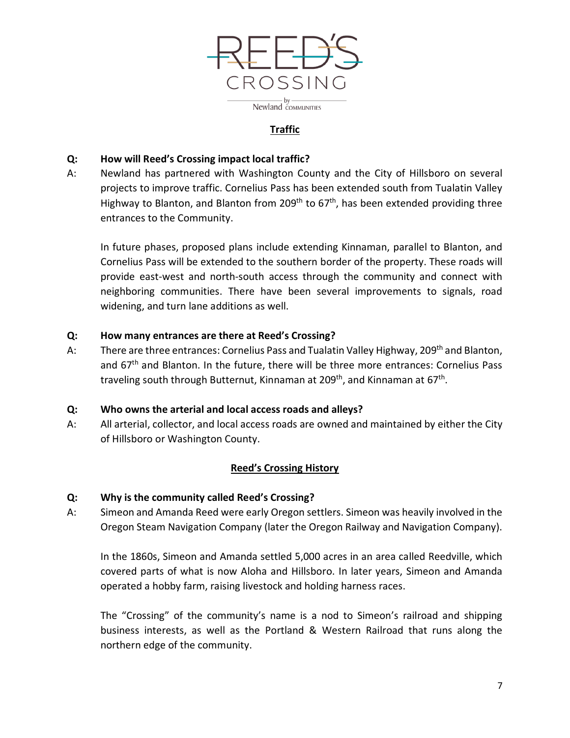REED'S CROSSING

by Newland COMMUNITIES

## Traffic

**Q: How will Reed's Crossing impact local traffic?**

A: Newland has partnered with Washington County and the City of Hillsboro on several projects to improve traffic. Cornelius Pass has been extended south from Tualatin Valley Highway to Blanton, and Blanton from 209th to 67th, has been extended providing three entrances to the Community.

In future phases, proposed plans include extending Kinnaman, parallel to Blanton, and Cornelius Pass will be extended to the southern border of the property. These roads will provide east-west and north-south access through the community and connect with neighboring communities. There have been several improvements to signals, road widening, and turn lane additions as well.

**Q: How many entrances are there at Reed's Crossing?**

A: There are three entrances: Cornelius Pass and Tualatin Valley Highway, 209th and Blanton, and 67th and Blanton. In the future, there will be three more entrances: Cornelius Pass traveling south through Butternut, Kinnaman at 209th, and Kinnaman at 67th.

**Q: Who owns the arterial and local access roads and alleys?**

A: All arterial, collector, and local access roads are owned and maintained by either the City of Hillsboro or Washington County.

## Reed's Crossing History

**Q: Why is the community called Reed's Crossing?**

A: Simeon and Amanda Reed were early Oregon settlers. Simeon was heavily involved in the Oregon Steam Navigation Company (later the Oregon Railway and Navigation Company).

In the 1860s, Simeon and Amanda settled 5,000 acres in an area called Reedville, which covered parts of what is now Aloha and Hillsboro. In later years, Simeon and Amanda operated a hobby farm, raising livestock and holding harness races.

The "Crossing" of the community's name is a nod to Simeon's railroad and shipping business interests, as well as the Portland & Western Railroad that runs along the northern edge of the community.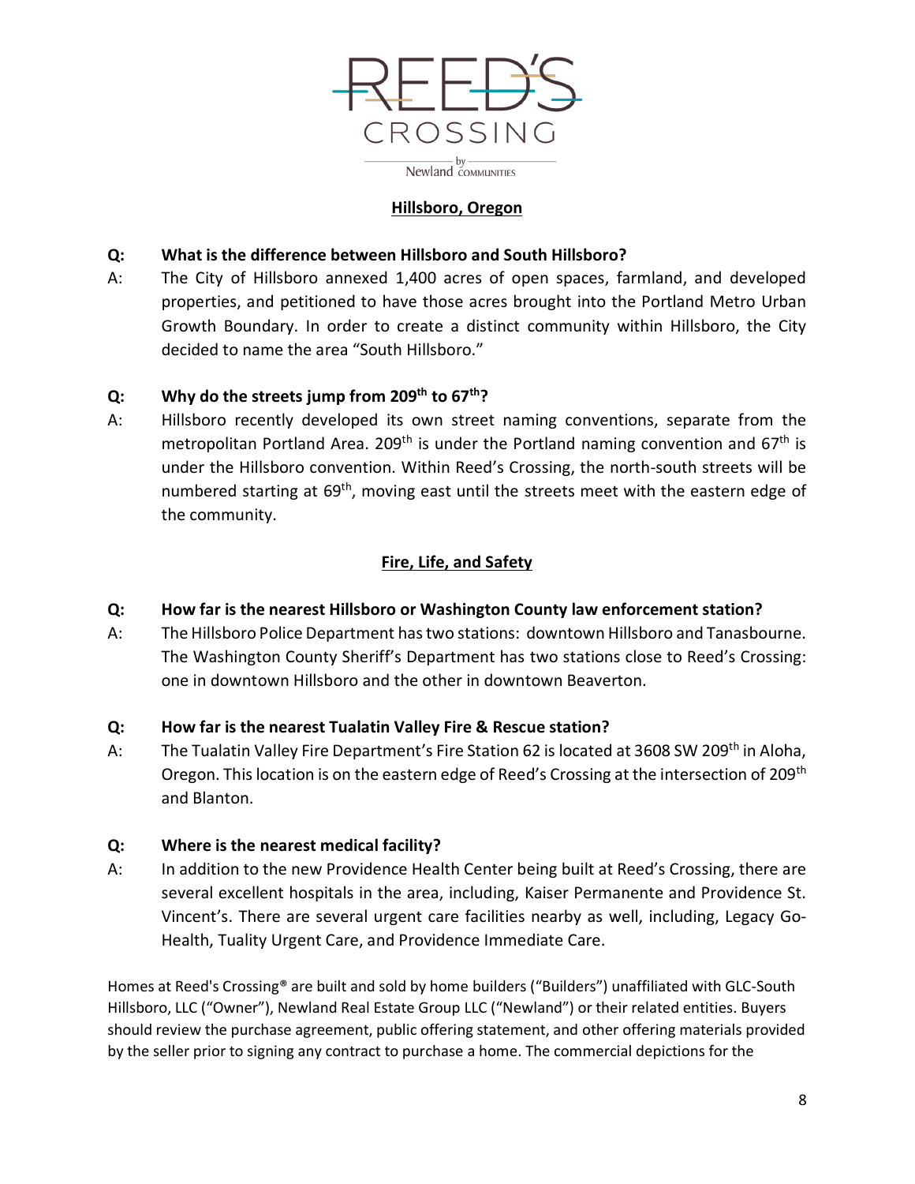## Hillsboro, Oregon

**Q: What is the difference between Hillsboro and South Hillsboro?**

A: The City of Hillsboro annexed 1,400 acres of open spaces, farmland, and developed properties, and petitioned to have those acres brought into the Portland Metro Urban Growth Boundary. In order to create a distinct community within Hillsboro, the City decided to name the area "South Hillsboro."

**Q: Why do the streets jump from 209th to 67th?**

A: Hillsboro recently developed its own street naming conventions, separate from the metropolitan Portland Area. 209th is under the Portland naming convention and 67th is under the Hillsboro convention. Within Reed's Crossing, the north-south streets will be numbered starting at 69th, moving east until the streets meet with the eastern edge of the community.

## Fire, Life, and Safety

**Q: How far is the nearest Hillsboro or Washington County law enforcement station?**

A: The Hillsboro Police Department has two stations: downtown Hillsboro and Tanasbourne. The Washington County Sheriff's Department has two stations close to Reed's Crossing: one in downtown Hillsboro and the other in downtown Beaverton.

**Q: How far is the nearest Tualatin Valley Fire & Rescue station?**

A: The Tualatin Valley Fire Department's Fire Station 62 is located at 3608 SW 209th in Aloha, Oregon. This location is on the eastern edge of Reed's Crossing at the intersection of 209th and Blanton.

**Q: Where is the nearest medical facility?**

A: In addition to the new Providence Health Center being built at Reed's Crossing, there are several excellent hospitals in the area, including, Kaiser Permanente and Providence St. Vincent's. There are several urgent care facilities nearby as well, including, Legacy Go-Health, Tuality Urgent Care, and Providence Immediate Care.

Homes at Reed's Crossing® are built and sold by home builders ("Builders") unaffiliated with GLC-South Hillsboro, LLC ("Owner"), Newland Real Estate Group LLC ("Newland") or their related entities. Buyers should review the purchase agreement, public offering statement, and other offering materials provided by the seller prior to signing any contract to purchase a home. The commercial depictions for the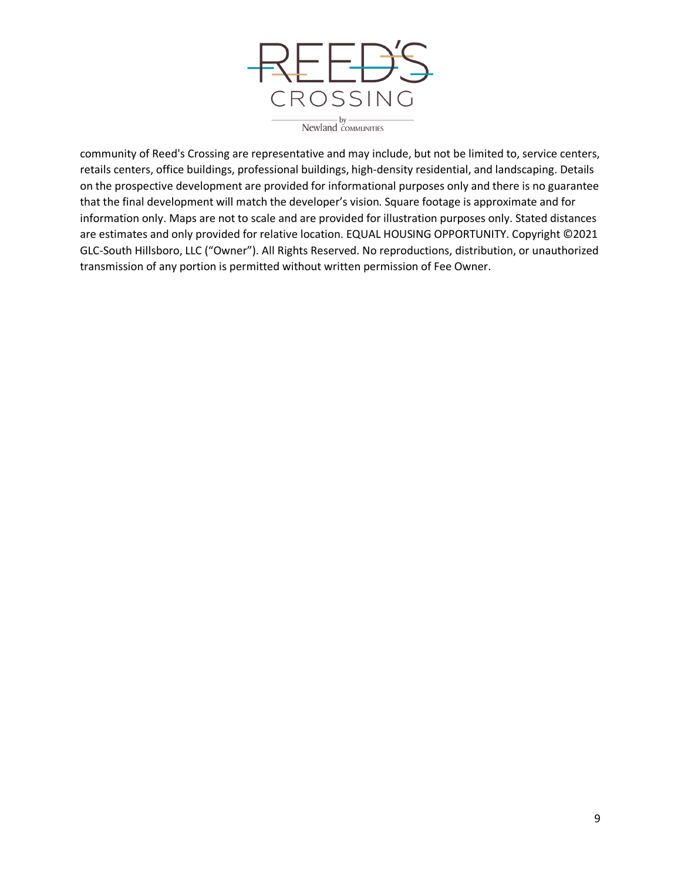community of Reed's Crossing are representative and may include, but not be limited to, service centers, retails centers, office buildings, professional buildings, high-density residential, and landscaping. Details on the prospective development are provided for informational purposes only and there is no guarantee that the final development will match the developer's vision. Square footage is approximate and for information only. Maps are not to scale and are provided for illustration purposes only. Stated distances are estimates and only provided for relative location. EQUAL HOUSING OPPORTUNITY. Copyright ©2021 GLC-South Hillsboro, LLC ("Owner"). All Rights Reserved. No reproductions, distribution, or unauthorized transmission of any portion is permitted without written permission of Fee Owner.